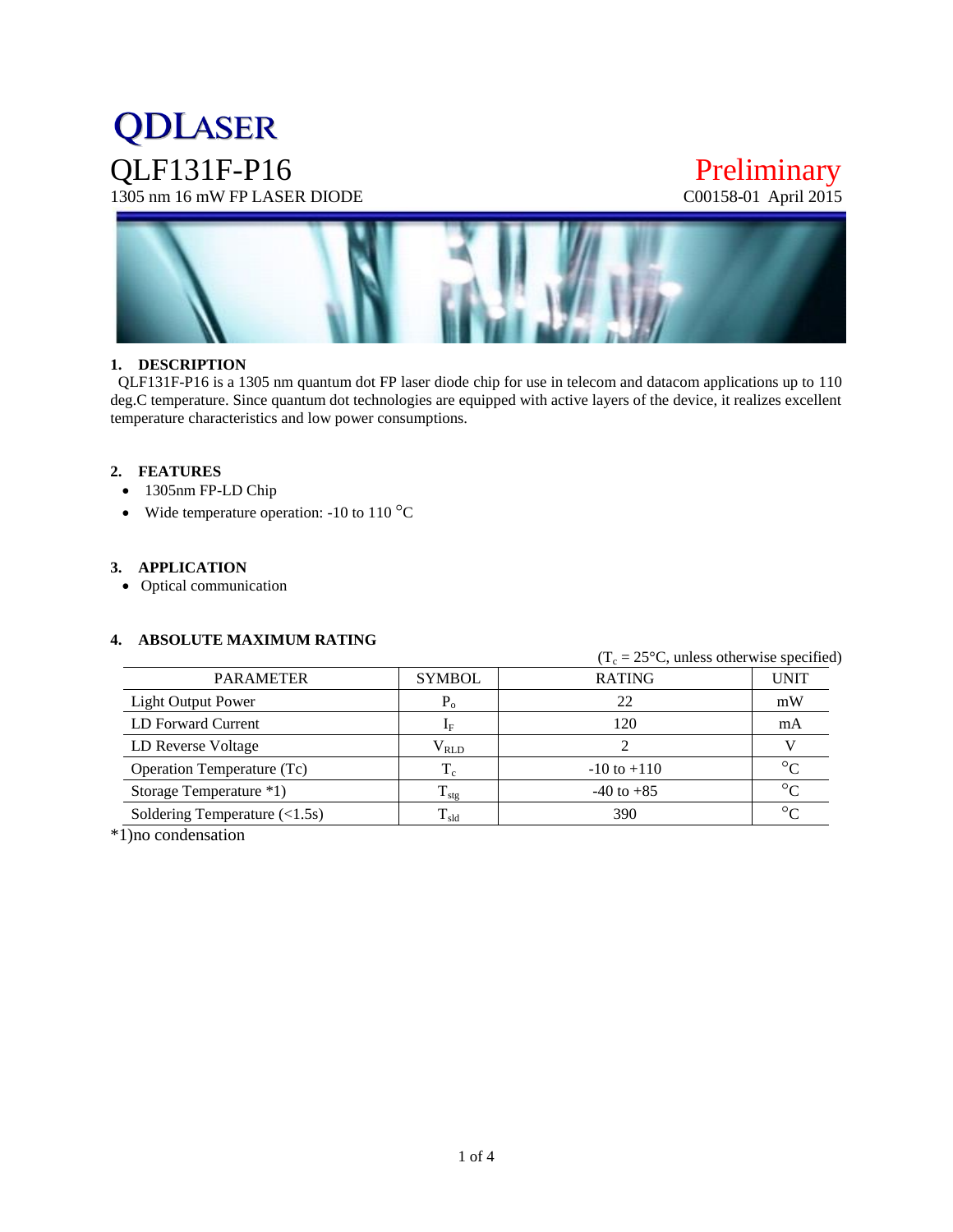# QDLASER

# QLF131F-P16

1305 nm 16 mW FP LASER DIODE

Preliminary

C00158-01 April 2015

## 1. DESCRIPTION

QLF131F-P16 is a 1305 nm quantum dot FP laser diode chip for use in telecom and datacom applications up to 110 deg.C temperature. Since quantum dot technologies are equipped with active layers of the device, it realizes excellent temperature characteristics and low power consumptions.

## 2. FEATURES

- 1305nm FP-LD Chip
- Wide temperature operation: -10 to 110 °C

## 3. APPLICATION

- Optical communication

## 4. ABSOLUTE MAXIMUM RATING

($T_c$ = 25°C, unless otherwise specified)

| PARAMETER | SYMBOL | RATING | UNIT |
|---|---|---|---|
| Light Output Power | $P_o$ | 22 | mW |
| LD Forward Current | $I_F$ | 120 | mA |
| LD Reverse Voltage | $V_{RLD}$ | 2 | V |
| Operation Temperature (Tc) | $T_c$ | -10 to +110 | °C |
| Storage Temperature *1) | $T_{stg}$ | -40 to +85 | °C |
| Soldering Temperature (<1.5s) | $T_{sld}$ | 390 | °C |

*1)no condensation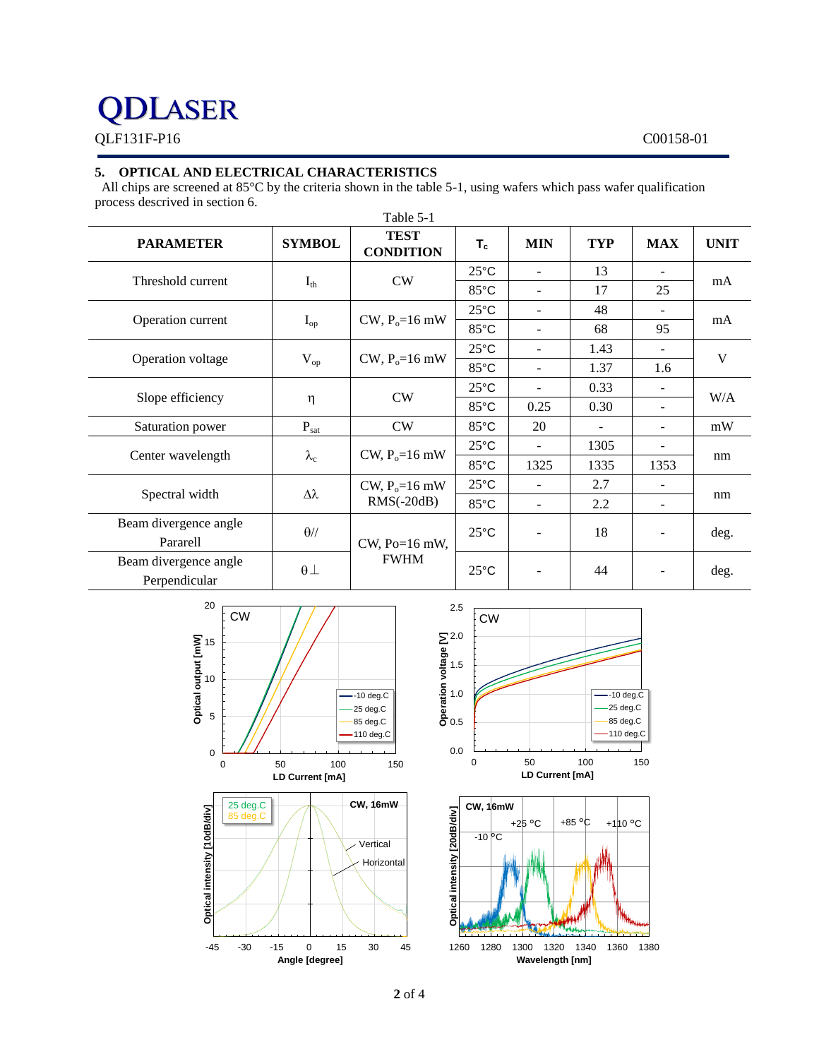## 5. OPTICAL AND ELECTRICAL CHARACTERISTICS

All chips are screened at 85°C by the criteria shown in the table 5-1, using wafers which pass wafer qualification process descrived in section 6.

Table 5-1

| PARAMETER | SYMBOL | TEST CONDITION | $T_c$ | MIN | TYP | MAX | UNIT |
|---|---|---|---|---|---|---|---|
| Threshold current | $I_{th}$ | CW | 25°C | - | 13 | - | mA |
| | | | 85°C | - | 17 | 25 | |
| Operation current | $I_{op}$ | CW, $P_o$=16 mW | 25°C | - | 48 | - | mA |
| | | | 85°C | - | 68 | 95 | |
| Operation voltage | $V_{op}$ | CW, $P_o$=16 mW | 25°C | - | 1.43 | - | V |
| | | | 85°C | - | 1.37 | 1.6 | |
| Slope efficiency | η | CW | 25°C | - | 0.33 | - | W/A |
| | | | 85°C | 0.25 | 0.30 | - | |
| Saturation power | $P_{sat}$ | CW | 85°C | 20 | - | - | mW |
| Center wavelength | $\lambda_c$ | CW, $P_o$=16 mW | 25°C | - | 1305 | - | nm |
| | | | 85°C | 1325 | 1335 | 1353 | |
| Spectral width | Δλ | CW, $P_o$=16 mW RMS(-20dB) | 25°C | - | 2.7 | - | nm |
| | | | 85°C | - | 2.2 | - | |
| Beam divergence angle Pararell | θ// | CW, Po=16 mW, FWHM | 25°C | - | 18 | - | deg. |
| Beam divergence angle Perpendicular | θ⊥ | | 25°C | - | 44 | - | deg. |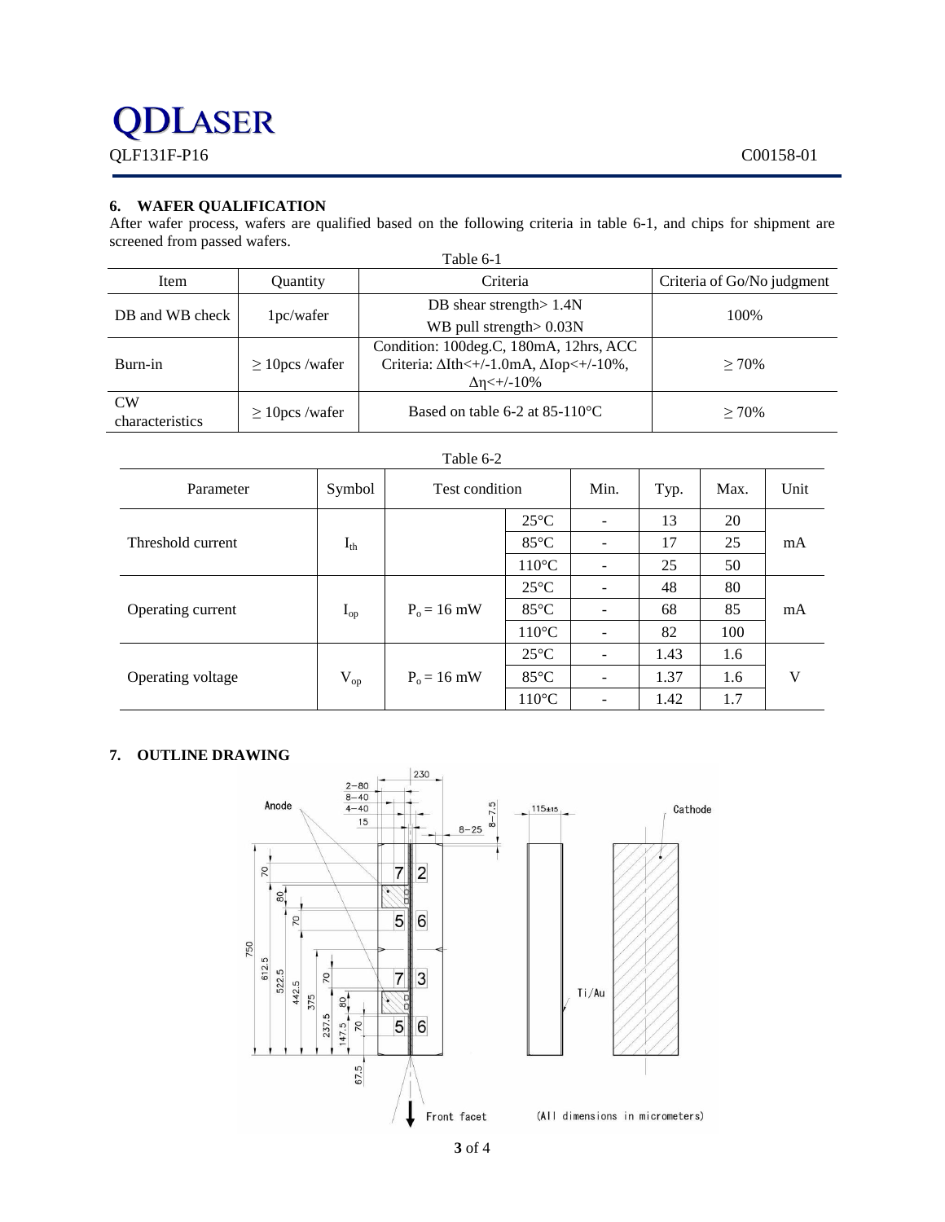## 6. WAFER QUALIFICATION

After wafer process, wafers are qualified based on the following criteria in table 6-1, and chips for shipment are screened from passed wafers.

Table 6-1

| Item | Quantity | Criteria | Criteria of Go/No judgment |
|---|---|---|---|
| DB and WB check | 1pc/wafer | DB shear strength> 1.4N<br>WB pull strength> 0.03N | 100% |
| Burn-in | ≥ 10pcs /wafer | Condition: 100deg.C, 180mA, 12hrs, ACC<br>Criteria: ΔIth<+/-1.0mA, ΔIop<+/-10%, Δη<+/-10% | ≥ 70% |
| CW characteristics | ≥ 10pcs /wafer | Based on table 6-2 at 85-110°C | ≥ 70% |

Table 6-2

| Parameter | Symbol | Test condition | | Min. | Typ. | Max. | Unit |
|---|---|---|---|---|---|---|---|
| Threshold current | $I_{th}$ | | 25°C | - | 13 | 20 | mA |
| | | | 85°C | - | 17 | 25 | |
| | | | 110°C | - | 25 | 50 | |
| Operating current | $I_{op}$ | $P_o$ = 16 mW | 25°C | - | 48 | 80 | mA |
| | | | 85°C | - | 68 | 85 | |
| | | | 110°C | - | 82 | 100 | |
| Operating voltage | $V_{op}$ | $P_o$ = 16 mW | 25°C | - | 1.43 | 1.6 | V |
| | | | 85°C | - | 1.37 | 1.6 | |
| | | | 110°C | - | 1.42 | 1.7 | |

## 7. OUTLINE DRAWING

(All dimensions in micrometers)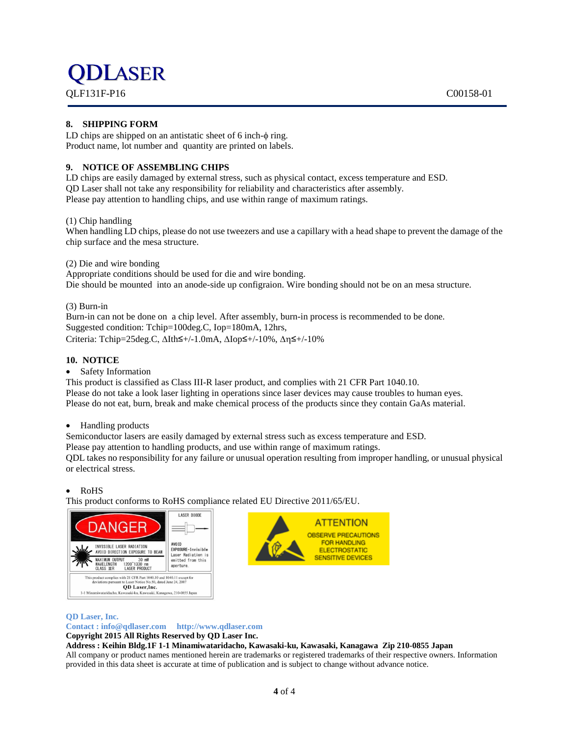## 8. SHIPPING FORM

LD chips are shipped on an antistatic sheet of 6 inch-ϕ ring.
Product name, lot number and quantity are printed on labels.

## 9. NOTICE OF ASSEMBLING CHIPS

LD chips are easily damaged by external stress, such as physical contact, excess temperature and ESD.
QD Laser shall not take any responsibility for reliability and characteristics after assembly.
Please pay attention to handling chips, and use within range of maximum ratings.

(1) Chip handling
When handling LD chips, please do not use tweezers and use a capillary with a head shape to prevent the damage of the chip surface and the mesa structure.

(2) Die and wire bonding
Appropriate conditions should be used for die and wire bonding.
Die should be mounted into an anode-side up configraion. Wire bonding should not be on an mesa structure.

(3) Burn-in
Burn-in can not be done on a chip level. After assembly, burn-in process is recommended to be done.
Suggested condition: Tchip=100deg.C, Iop=180mA, 12hrs,
Criteria: Tchip=25deg.C, $\Delta$Ith≦+/-1.0mA, $\Delta$Iop≦+/-10%, $\Delta\eta$≦+/-10%

## 10. NOTICE

- Safety Information

This product is classified as Class III-R laser product, and complies with 21 CFR Part 1040.10.
Please do not take a look laser lighting in operations since laser devices may cause troubles to human eyes.
Please do not eat, burn, break and make chemical process of the products since they contain GaAs material.

- Handling products

Semiconductor lasers are easily damaged by external stress such as excess temperature and ESD.
Please pay attention to handling products, and use within range of maximum ratings.
QDL takes no responsibility for any failure or unusual operation resulting from improper handling, or unusual physical or electrical stress.

- RoHS

This product conforms to RoHS compliance related EU Directive 2011/65/EU.

DANGER
INVISIBLE LASER RADIATION
AVOID DIRECTION EXPOSURE TO BEAM
MAXIMUM OUTPUT 30 mW
WAVELENGTH 1200~1330 nm
CLASS IIIR LASER PRODUCT
LASER DIODE
AVOID
EXPOSURE-Invisible Laser Radiation is emitted from this aperture.
This product complies with 21 CFR Part 1040.10 and 1040.11 except for deviations pursuant to Laser Notice No.50, dated June 24, 2007
QD Laser,Inc.
1-1 Minamiwataridacho, Kawasaki-ku, Kawasaki, Kanagawa, 210-0855 Japan

ATTENTION
OBSERVE PRECAUTIONS FOR HANDLING ELECTROSTATIC SENSITIVE DEVICES

**QD Laser, Inc.**
**Contact : info@qdlaser.com http://www.qdlaser.com**
**Copyright 2015 All Rights Reserved by QD Laser Inc.**
**Address : Keihin Bldg.1F 1-1 Minamiwataridacho, Kawasaki-ku, Kawasaki, Kanagawa Zip 210-0855 Japan**
All company or product names mentioned herein are trademarks or registered trademarks of their respective owners. Information provided in this data sheet is accurate at time of publication and is subject to change without advance notice.